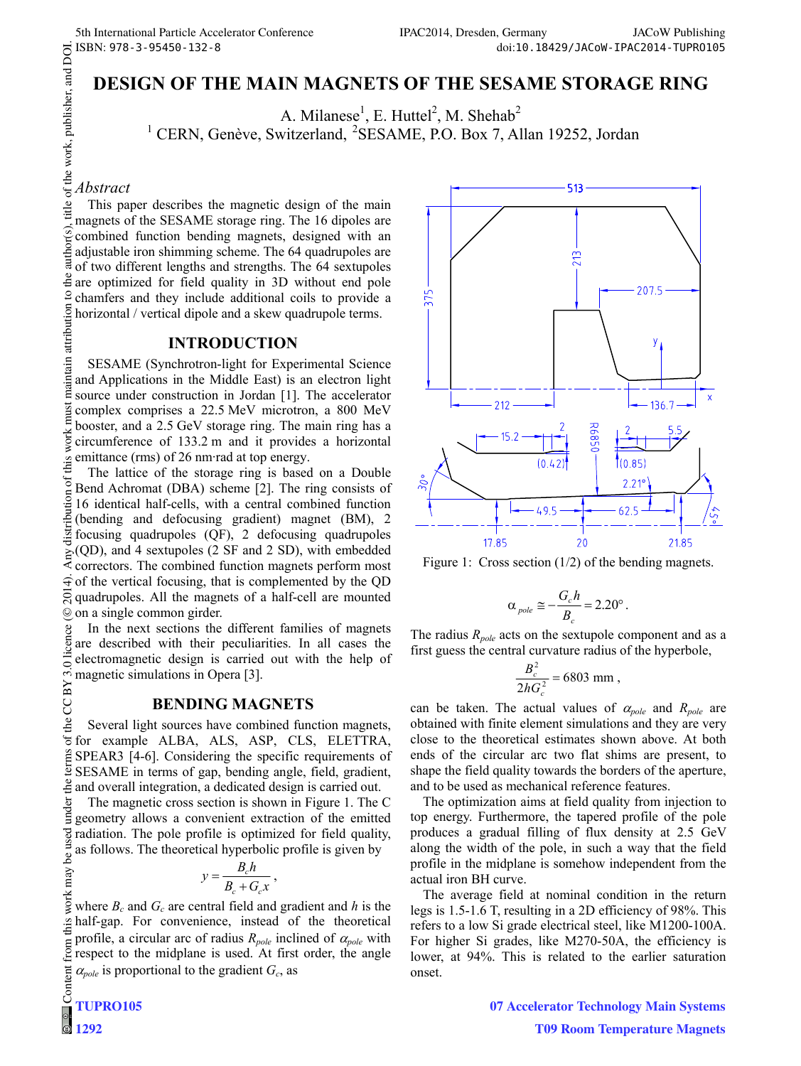# DESIGN OF THE MAIN MAGNETS OF THE SESAME STORAGE RING

A. Milanese[1], E. Huttel[2], M. Shehab[2]

[1] CERN, Genève, Switzerland, [2]SESAME, P.O. Box 7, Allan 19252, Jordan

## *Abstract*

This paper describes the magnetic design of the main magnets of the SESAME storage ring. The 16 dipoles are combined function bending magnets, designed with an adjustable iron shimming scheme. The 64 quadrupoles are of two different lengths and strengths. The 64 sextupoles are optimized for field quality in 3D without end pole chamfers and they include additional coils to provide a horizontal / vertical dipole and a skew quadrupole terms.

## INTRODUCTION

SESAME (Synchrotron-light for Experimental Science and Applications in the Middle East) is an electron light source under construction in Jordan [1]. The accelerator complex comprises a 22.5 MeV microtron, a 800 MeV booster, and a 2.5 GeV storage ring. The main ring has a circumference of 133.2 m and it provides a horizontal emittance (rms) of 26 nm·rad at top energy.

The lattice of the storage ring is based on a Double Bend Achromat (DBA) scheme [2]. The ring consists of 16 identical half-cells, with a central combined function (bending and defocusing gradient) magnet (BM), 2 focusing quadrupoles (QF), 2 defocusing quadrupoles (QD), and 4 sextupoles (2 SF and 2 SD), with embedded correctors. The combined function magnets perform most of the vertical focusing, that is complemented by the QD quadrupoles. All the magnets of a half-cell are mounted on a single common girder.

In the next sections the different families of magnets are described with their peculiarities. In all cases the electromagnetic design is carried out with the help of magnetic simulations in Opera [3].

## BENDING MAGNETS

Several light sources have combined function magnets, for example ALBA, ALS, ASP, CLS, ELETTRA, SPEAR3 [4-6]. Considering the specific requirements of SESAME in terms of gap, bending angle, field, gradient, and overall integration, a dedicated design is carried out.

The magnetic cross section is shown in Figure 1. The C geometry allows a convenient extraction of the emitted radiation. The pole profile is optimized for field quality, as follows. The theoretical hyperbolic profile is given by

$$y = \frac{B_c h}{B_c + G_c x},$$

where $B_c$ and $G_c$ are central field and gradient and $h$ is the half-gap. For convenience, instead of the theoretical profile, a circular arc of radius $R_{pole}$ inclined of $\alpha_{pole}$ with respect to the midplane is used. At first order, the angle $\alpha_{pole}$ is proportional to the gradient $G_c$, as

Figure 1: Cross section (1/2) of the bending magnets.

$$\alpha_{pole} \cong -\frac{G_c h}{B_c} = 2.20°.$$

The radius $R_{pole}$ acts on the sextupole component and as a first guess the central curvature radius of the hyperbole,

$$\frac{B_c^2}{2hG_c^2} = 6803 \text{ mm},$$

can be taken. The actual values of $\alpha_{pole}$ and $R_{pole}$ are obtained with finite element simulations and they are very close to the theoretical estimates shown above. At both ends of the circular arc two flat shims are present, to shape the field quality towards the borders of the aperture, and to be used as mechanical reference features.

The optimization aims at field quality from injection to top energy. Furthermore, the tapered profile of the pole produces a gradual filling of flux density at 2.5 GeV along the width of the pole, in such a way that the field profile in the midplane is somehow independent from the actual iron BH curve.

The average field at nominal condition in the return legs is 1.5-1.6 T, resulting in a 2D efficiency of 98%. This refers to a low Si grade electrical steel, like M1200-100A. For higher Si grades, like M270-50A, the efficiency is lower, at 94%. This is related to the earlier saturation onset.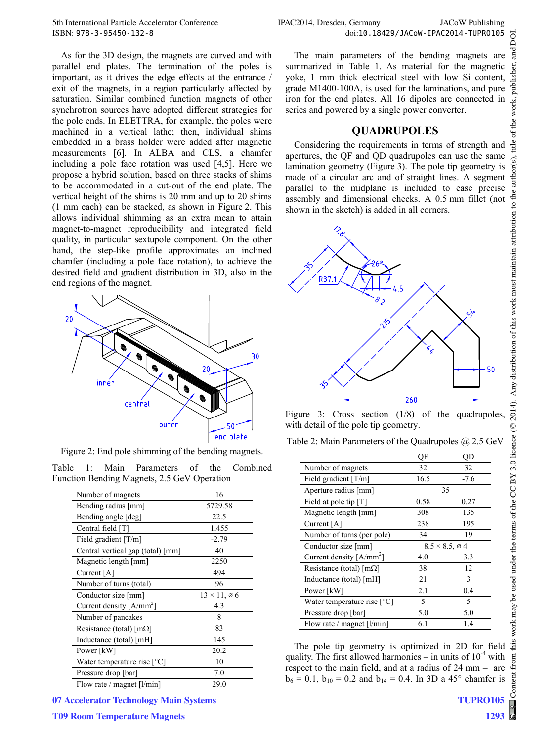As for the 3D design, the magnets are curved and with parallel end plates. The termination of the poles is important, as it drives the edge effects at the entrance / exit of the magnets, in a region particularly affected by saturation. Similar combined function magnets of other synchrotron sources have adopted different strategies for the pole ends. In ELETTRA, for example, the poles were machined in a vertical lathe; then, individual shims embedded in a brass holder were added after magnetic measurements [6]. In ALBA and CLS, a chamfer including a pole face rotation was used [4,5]. Here we propose a hybrid solution, based on three stacks of shims to be accommodated in a cut-out of the end plate. The vertical height of the shims is 20 mm and up to 20 shims (1 mm each) can be stacked, as shown in Figure 2. This allows individual shimming as an extra mean to attain magnet-to-magnet reproducibility and integrated field quality, in particular sextupole component. On the other hand, the step-like profile approximates an inclined chamfer (including a pole face rotation), to achieve the desired field and gradient distribution in 3D, also in the end regions of the magnet.

Figure 2: End pole shimming of the bending magnets.

Table 1: Main Parameters of the Combined Function Bending Magnets, 2.5 GeV Operation

| | |
|---|---|
| Number of magnets | 16 |
| Bending radius [mm] | 5729.58 |
| Bending angle [deg] | 22.5 |
| Central field [T] | 1.455 |
| Field gradient [T/m] | -2.79 |
| Central vertical gap (total) [mm] | 40 |
| Magnetic length [mm] | 2250 |
| Current [A] | 494 |
| Number of turns (total) | 96 |
| Conductor size [mm] | 13 × 11, ⌀ 6 |
| Current density [A/mm$^2$] | 4.3 |
| Number of pancakes | 8 |
| Resistance (total) [mΩ] | 83 |
| Inductance (total) [mH] | 145 |
| Power [kW] | 20.2 |
| Water temperature rise [°C] | 10 |
| Pressure drop [bar] | 7.0 |
| Flow rate / magnet [l/min] | 29.0 |

The main parameters of the bending magnets are summarized in Table 1. As material for the magnetic yoke, 1 mm thick electrical steel with low Si content, grade M1400-100A, is used for the laminations, and pure iron for the end plates. All 16 dipoles are connected in series and powered by a single power converter.

## QUADRUPOLES

Considering the requirements in terms of strength and apertures, the QF and QD quadrupoles can use the same lamination geometry (Figure 3). The pole tip geometry is made of a circular arc and of straight lines. A segment parallel to the midplane is included to ease precise assembly and dimensional checks. A 0.5 mm fillet (not shown in the sketch) is added in all corners.

Figure 3: Cross section (1/8) of the quadrupoles, with detail of the pole tip geometry.

Table 2: Main Parameters of the Quadrupoles @ 2.5 GeV

| | QF | QD |
|---|---|---|
| Number of magnets | 32 | 32 |
| Field gradient [T/m] | 16.5 | -7.6 |
| Aperture radius [mm] | 35 | |
| Field at pole tip [T] | 0.58 | 0.27 |
| Magnetic length [mm] | 308 | 135 |
| Current [A] | 238 | 195 |
| Number of turns (per pole) | 34 | 19 |
| Conductor size [mm] | 8.5 × 8.5, ⌀ 4 | |
| Current density [A/mm$^2$] | 4.0 | 3.3 |
| Resistance (total) [mΩ] | 38 | 12 |
| Inductance (total) [mH] | 21 | 3 |
| Power [kW] | 2.1 | 0.4 |
| Water temperature rise [°C] | 5 | 5 |
| Pressure drop [bar] | 5.0 | 5.0 |
| Flow rate / magnet [l/min] | 6.1 | 1.4 |

The pole tip geometry is optimized in 2D for field quality. The first allowed harmonics – in units of $10^{-4}$ with respect to the main field, and at a radius of 24 mm – are $b_6 = 0.1$, $b_{10} = 0.2$ and $b_{14} = 0.4$. In 3D a 45° chamfer is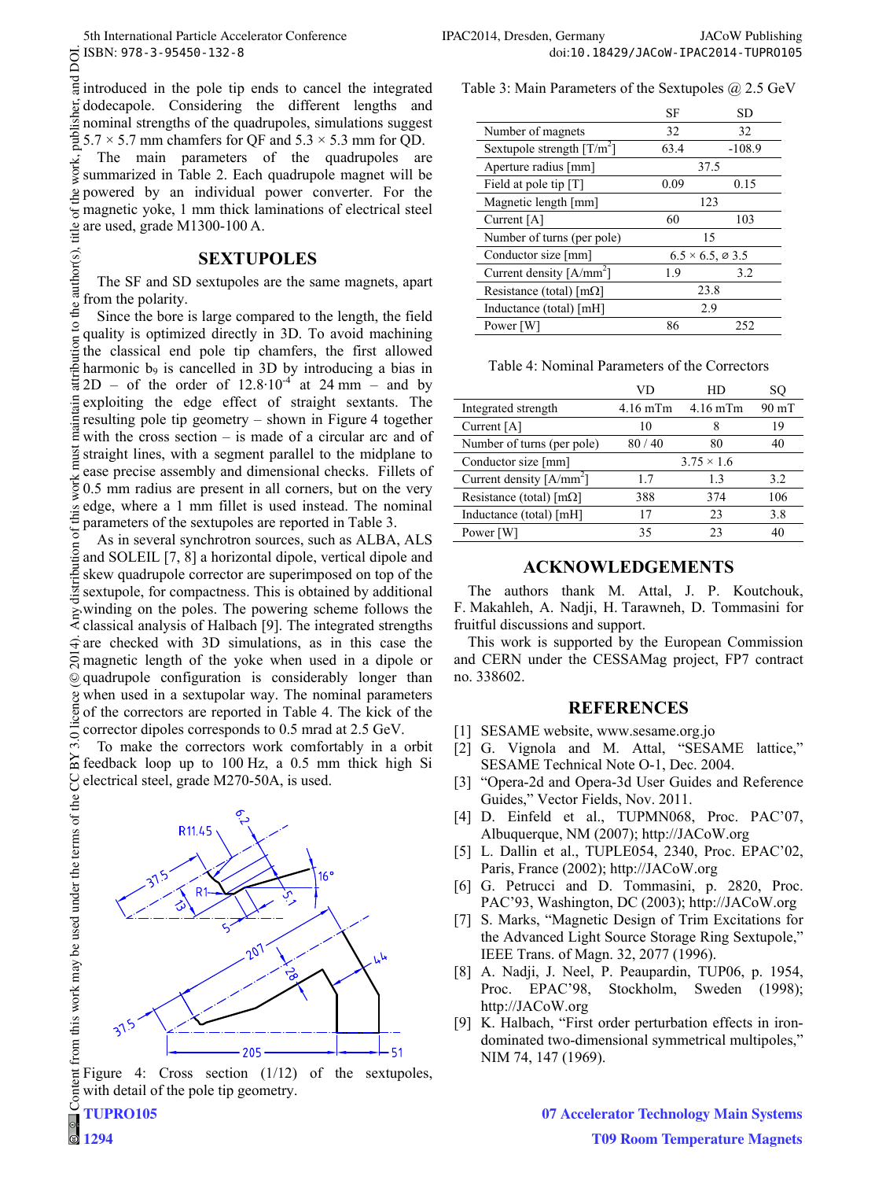introduced in the pole tip ends to cancel the integrated dodecapole. Considering the different lengths and nominal strengths of the quadrupoles, simulations suggest 5.7 × 5.7 mm chamfers for QF and 5.3 × 5.3 mm for QD.

The main parameters of the quadrupoles are summarized in Table 2. Each quadrupole magnet will be powered by an individual power converter. For the magnetic yoke, 1 mm thick laminations of electrical steel are used, grade M1300-100 A.

## SEXTUPOLES

The SF and SD sextupoles are the same magnets, apart from the polarity.

Since the bore is large compared to the length, the field quality is optimized directly in 3D. To avoid machining the classical end pole tip chamfers, the first allowed harmonic $b_9$ is cancelled in 3D by introducing a bias in 2D – of the order of $12.8 \cdot 10^{-4}$ at 24 mm – and by exploiting the edge effect of straight sextants. The resulting pole tip geometry – shown in Figure 4 together with the cross section – is made of a circular arc and of straight lines, with a segment parallel to the midplane to ease precise assembly and dimensional checks. Fillets of 0.5 mm radius are present in all corners, but on the very edge, where a 1 mm fillet is used instead. The nominal parameters of the sextupoles are reported in Table 3.

As in several synchrotron sources, such as ALBA, ALS and SOLEIL [7, 8] a horizontal dipole, vertical dipole and skew quadrupole corrector are superimposed on top of the sextupole, for compactness. This is obtained by additional winding on the poles. The powering scheme follows the classical analysis of Halbach [9]. The integrated strengths are checked with 3D simulations, as in this case the magnetic length of the yoke when used in a dipole or quadrupole configuration is considerably longer than when used in a sextupolar way. The nominal parameters of the correctors are reported in Table 4. The kick of the corrector dipoles corresponds to 0.5 mrad at 2.5 GeV.

To make the correctors work comfortably in a orbit feedback loop up to 100 Hz, a 0.5 mm thick high Si electrical steel, grade M270-50A, is used.

R11.45
6.2
37.5
R1
16°
13
5.1
5
207
44
28
37.5
205
51

Figure 4: Cross section (1/12) of the sextupoles, with detail of the pole tip geometry.

Table 3: Main Parameters of the Sextupoles @ 2.5 GeV

| | SF | SD |
|---|---|---|
| Number of magnets | 32 | 32 |
| Sextupole strength [T/m$^2$] | 63.4 | -108.9 |
| Aperture radius [mm] | 37.5 | |
| Field at pole tip [T] | 0.09 | 0.15 |
| Magnetic length [mm] | 123 | |
| Current [A] | 60 | 103 |
| Number of turns (per pole) | 15 | |
| Conductor size [mm] | 6.5 × 6.5, ⌀ 3.5 | |
| Current density [A/mm$^2$] | 1.9 | 3.2 |
| Resistance (total) [mΩ] | 23.8 | |
| Inductance (total) [mH] | 2.9 | |
| Power [W] | 86 | 252 |

Table 4: Nominal Parameters of the Correctors

| | VD | HD | SQ |
|---|---|---|---|
| Integrated strength | 4.16 mTm | 4.16 mTm | 90 mT |
| Current [A] | 10 | 8 | 19 |
| Number of turns (per pole) | 80 / 40 | 80 | 40 |
| Conductor size [mm] | 3.75 × 1.6 | | |
| Current density [A/mm$^2$] | 1.7 | 1.3 | 3.2 |
| Resistance (total) [mΩ] | 388 | 374 | 106 |
| Inductance (total) [mH] | 17 | 23 | 3.8 |
| Power [W] | 35 | 23 | 40 |

## ACKNOWLEDGEMENTS

The authors thank M. Attal, J. P. Koutchouk, F. Makahleh, A. Nadji, H. Tarawneh, D. Tommasini for fruitful discussions and support.

This work is supported by the European Commission and CERN under the CESSAMag project, FP7 contract no. 338602.

## REFERENCES

[1] SESAME website, www.sesame.org.jo

[2] G. Vignola and M. Attal, "SESAME lattice," SESAME Technical Note O-1, Dec. 2004.

[3] "Opera-2d and Opera-3d User Guides and Reference Guides," Vector Fields, Nov. 2011.

[4] D. Einfeld et al., TUPMN068, Proc. PAC'07, Albuquerque, NM (2007); http://JACoW.org

[5] L. Dallin et al., TUPLE054, 2340, Proc. EPAC'02, Paris, France (2002); http://JACoW.org

[6] G. Petrucci and D. Tommasini, p. 2820, Proc. PAC'93, Washington, DC (2003); http://JACoW.org

[7] S. Marks, "Magnetic Design of Trim Excitations for the Advanced Light Source Storage Ring Sextupole," IEEE Trans. of Magn. 32, 2077 (1996).

[8] A. Nadji, J. Neel, P. Peaupardin, TUP06, p. 1954, Proc. EPAC'98, Stockholm, Sweden (1998); http://JACoW.org

[9] K. Halbach, "First order perturbation effects in iron-dominated two-dimensional symmetrical multipoles," NIM 74, 147 (1969).